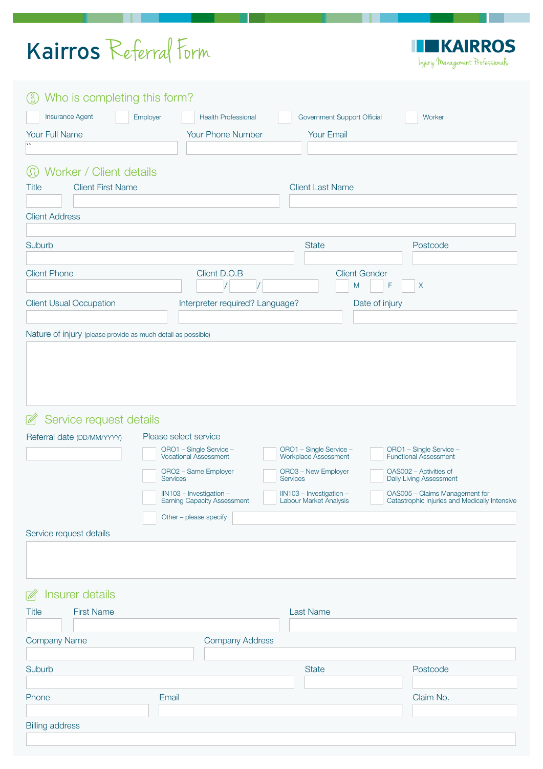# Kairros Referral Form

KAIRROS
Injury Management Professionals

## Who is completing this form?

☐ Insurance Agent ☐ Employer ☐ Health Professional ☐ Government Support Official ☐ Worker

Your Full Name

Your Phone Number

Your Email

## Worker / Client details

Title

Client First Name

Client Last Name

Client Address

Suburb

State

Postcode

Client Phone

Client D.O.B  / /

Client Gender ☐ M ☐ F ☐ X

Client Usual Occupation

Interpreter required? Language?

Date of injury

Nature of injury (please provide as much detail as possible)

## Service request details

Referral date (DD/MM/YYYY)

Please select service

☐ ORO1 – Single Service – Vocational Assessment
☐ ORO1 – Single Service – Workplace Assessment
☐ ORO1 – Single Service – Functional Assessment
☐ ORO2 – Same Employer Services
☐ ORO3 – New Employer Services
☐ OAS002 – Activities of Daily Living Assessment
☐ IIN103 – Investigation – Earning Capacity Assessment
☐ IIN103 – Investigation – Labour Market Analysis
☐ OAS005 – Claims Management for Catastrophic Injuries and Medically Intensive
☐ Other – please specify

Service request details

## Insurer details

Title

First Name

Last Name

Company Name

Company Address

Suburb

State

Postcode

Phone

Email

Claim No.

Billing address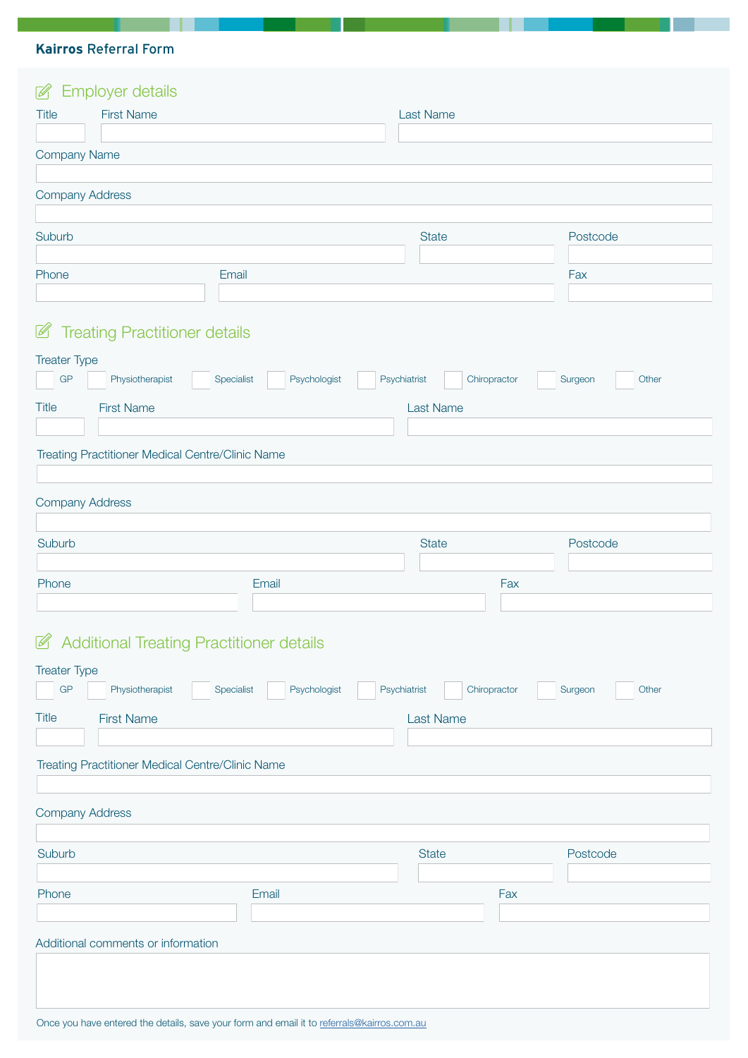**Kairros Referral Form**

## Employer details

Title

First Name

Last Name

Company Name

Company Address

Suburb

State

Postcode

Phone

Email

Fax

## Treating Practitioner details

Treater Type

☐ GP ☐ Physiotherapist ☐ Specialist ☐ Psychologist ☐ Psychiatrist ☐ Chiropractor ☐ Surgeon ☐ Other

Title

First Name

Last Name

Treating Practitioner Medical Centre/Clinic Name

Company Address

Suburb

State

Postcode

Phone

Email

Fax

## Additional Treating Practitioner details

Treater Type

☐ GP ☐ Physiotherapist ☐ Specialist ☐ Psychologist ☐ Psychiatrist ☐ Chiropractor ☐ Surgeon ☐ Other

Title

First Name

Last Name

Treating Practitioner Medical Centre/Clinic Name

Company Address

Suburb

State

Postcode

Phone

Email

Fax

Additional comments or information

Once you have entered the details, save your form and email it to referrals@kairros.com.au